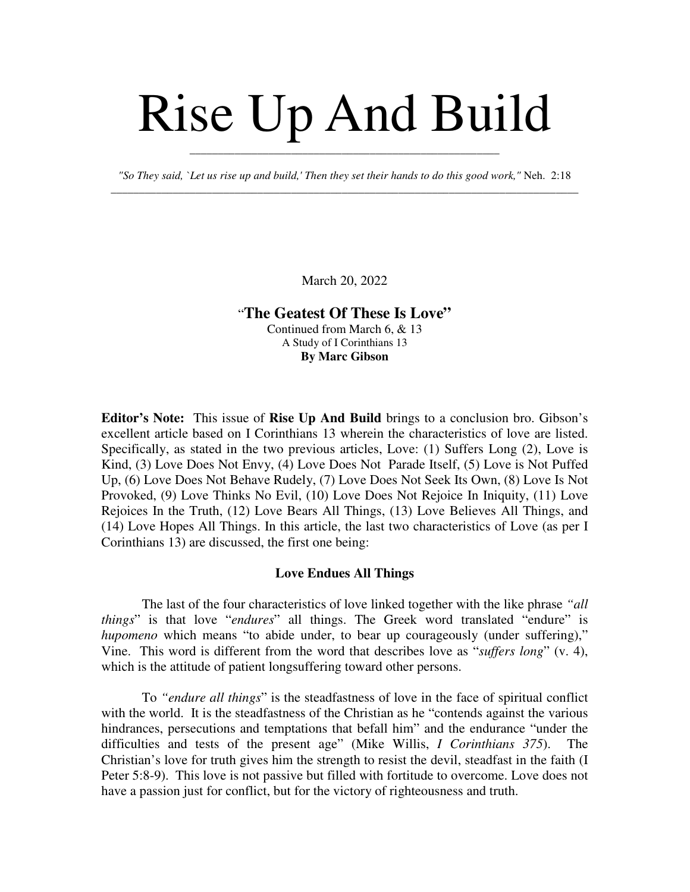# Rise Up And Build

*"So They said, `Let us rise up and build,' Then they set their hands to do this good work,"* Neh. 2:18

---

March 20, 2022

## "The Geatest Of These Is Love"

Continued from March 6, & 13

A Study of I Corinthians 13

**By Marc Gibson**

**Editor's Note:** This issue of **Rise Up And Build** brings to a conclusion bro. Gibson's excellent article based on I Corinthians 13 wherein the characteristics of love are listed. Specifically, as stated in the two previous articles, Love: (1) Suffers Long (2), Love is Kind, (3) Love Does Not Envy, (4) Love Does Not Parade Itself, (5) Love is Not Puffed Up, (6) Love Does Not Behave Rudely, (7) Love Does Not Seek Its Own, (8) Love Is Not Provoked, (9) Love Thinks No Evil, (10) Love Does Not Rejoice In Iniquity, (11) Love Rejoices In the Truth, (12) Love Bears All Things, (13) Love Believes All Things, and (14) Love Hopes All Things. In this article, the last two characteristics of Love (as per I Corinthians 13) are discussed, the first one being:

### Love Endues All Things

The last of the four characteristics of love linked together with the like phrase *"all things*" is that love "*endures*" all things. The Greek word translated "endure" is *hupomeno* which means "to abide under, to bear up courageously (under suffering)," Vine. This word is different from the word that describes love as "*suffers long*" (v. 4), which is the attitude of patient longsuffering toward other persons.

To *"endure all things*" is the steadfastness of love in the face of spiritual conflict with the world. It is the steadfastness of the Christian as he "contends against the various hindrances, persecutions and temptations that befall him" and the endurance "under the difficulties and tests of the present age" (Mike Willis, *I Corinthians 375*). The Christian's love for truth gives him the strength to resist the devil, steadfast in the faith (I Peter 5:8-9). This love is not passive but filled with fortitude to overcome. Love does not have a passion just for conflict, but for the victory of righteousness and truth.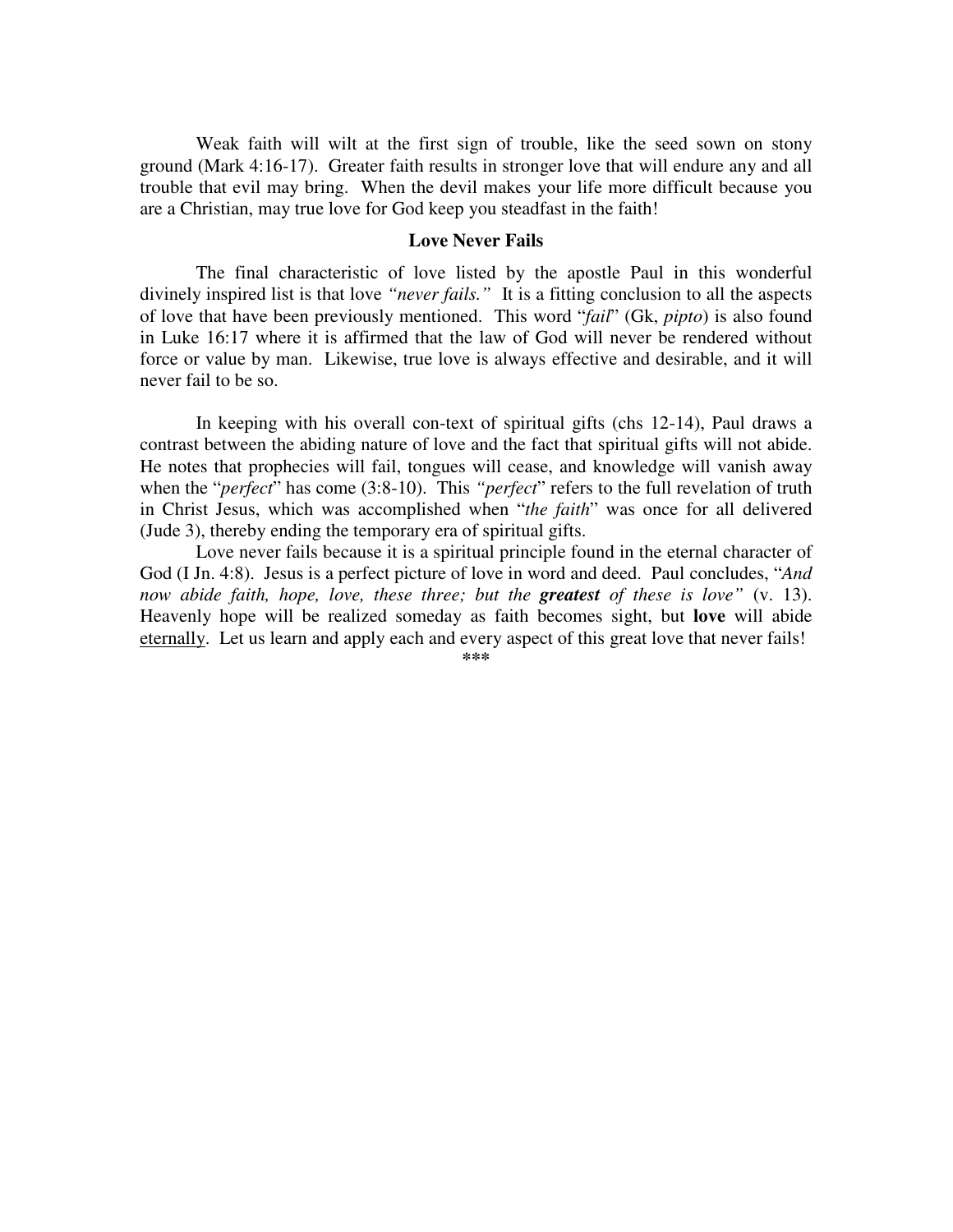Weak faith will wilt at the first sign of trouble, like the seed sown on stony ground (Mark 4:16-17). Greater faith results in stronger love that will endure any and all trouble that evil may bring. When the devil makes your life more difficult because you are a Christian, may true love for God keep you steadfast in the faith!

### Love Never Fails

The final characteristic of love listed by the apostle Paul in this wonderful divinely inspired list is that love *"never fails."* It is a fitting conclusion to all the aspects of love that have been previously mentioned. This word "*fail*" (Gk, *pipto*) is also found in Luke 16:17 where it is affirmed that the law of God will never be rendered without force or value by man. Likewise, true love is always effective and desirable, and it will never fail to be so.

In keeping with his overall con-text of spiritual gifts (chs 12-14), Paul draws a contrast between the abiding nature of love and the fact that spiritual gifts will not abide. He notes that prophecies will fail, tongues will cease, and knowledge will vanish away when the "*perfect*" has come (3:8-10). This *"perfect*" refers to the full revelation of truth in Christ Jesus, which was accomplished when "*the faith*" was once for all delivered (Jude 3), thereby ending the temporary era of spiritual gifts.

Love never fails because it is a spiritual principle found in the eternal character of God (I Jn. 4:8). Jesus is a perfect picture of love in word and deed. Paul concludes, "*And now abide faith, hope, love, these three; but the **greatest** of these is love"* (v. 13). Heavenly hope will be realized someday as faith becomes sight, but **love** will abide <u>eternally</u>. Let us learn and apply each and every aspect of this great love that never fails!

***